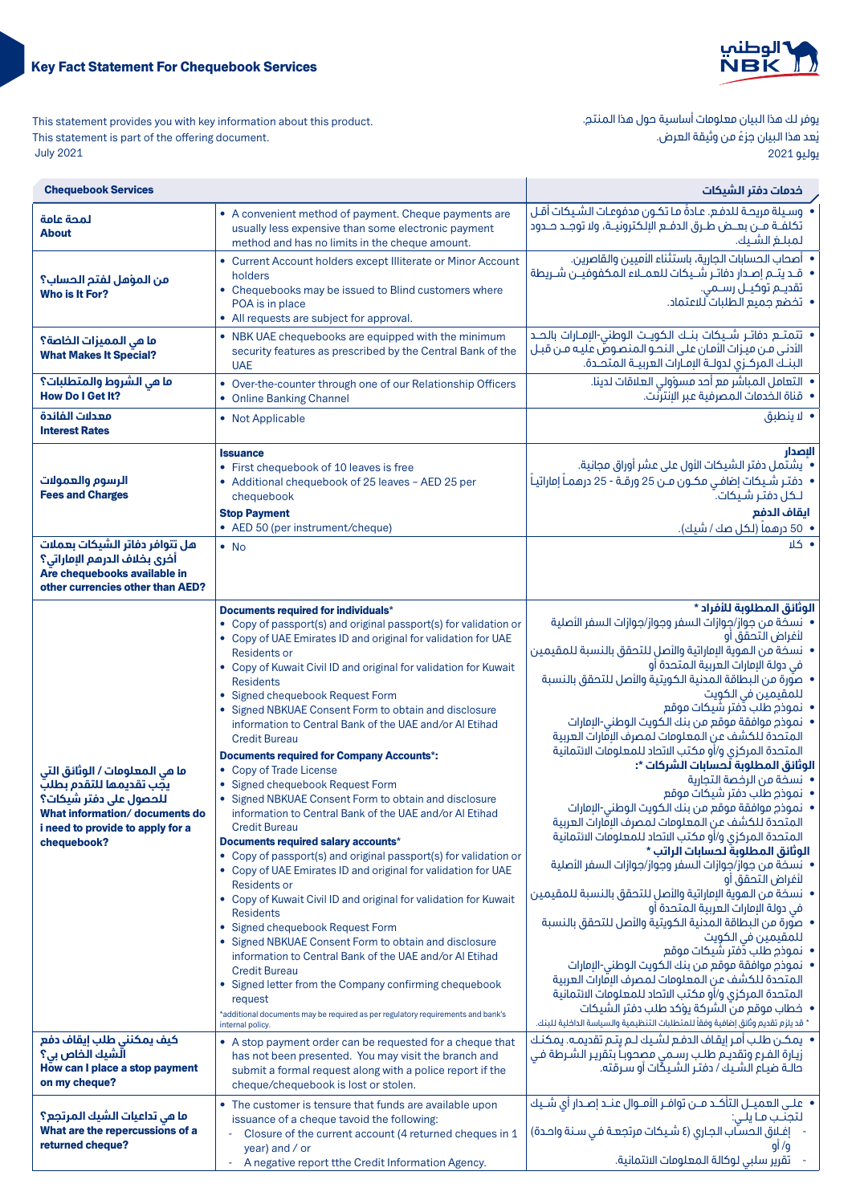# Key Fact Statement For Chequebook Services

This statement provides you with key information about this product.
This statement is part of the offering document.
July 2021

يوفر لك هذا البيان معلومات أساسية حول هذا المنتج.
يُعد هذا البيان جزءً من وثيقة العرض.
يوليو 2021

| Chequebook Services | | خدمات دفتر الشيكات |
|---|---|---|
| لمحة عامة<br>**About** | • A convenient method of payment. Cheque payments are usually less expensive than some electronic payment method and has no limits in the cheque amount. | • وسيلة مريحة للدفع. عادةً ما تكون مدفوعات الشيكات أقل تكلفة من بعض طرق الدفع الإلكترونية، ولا توجد حدود لمبلغ الشيك. |
| من المؤهل لفتح الحساب؟<br>**Who is It For?** | • Current Account holders except Illiterate or Minor Account holders<br>• Chequebooks may be issued to Blind customers where POA is in place<br>• All requests are subject for approval. | • أصحاب الحسابات الجارية، باستثناء الأميين والقاصرين.<br>• قد يتم إصدار دفاتر شيكات للعملاء المكفوفين شريطة تقديم توكيل رسمي.<br>• تخضع جميع الطلبات للاعتماد. |
| ما هي المميزات الخاصة؟<br>**What Makes It Special?** | • NBK UAE chequebooks are equipped with the minimum security features as prescribed by the Central Bank of the UAE | • تتمتع دفاتر شيكات بنك الكويت الوطني-الإمارات بالحد الأدنى من ميزات الأمان على النحو المنصوص عليه من قبل البنك المركزي لدولة الإمارات العربية المتحدة. |
| ما هي الشروط والمتطلبات؟<br>**How Do I Get It?** | • Over-the-counter through one of our Relationship Officers<br>• Online Banking Channel | • التعامل المباشر مع أحد مسؤولي العلاقات لدينا.<br>• قناة الخدمات المصرفية عبر الإنترنت. |
| معدلات الفائدة<br>**Interest Rates** | • Not Applicable | • لا ينطبق |
| الرسوم والعمولات<br>**Fees and Charges** | **Issuance**<br>• First chequebook of 10 leaves is free<br>• Additional chequebook of 25 leaves – AED 25 per chequebook<br>**Stop Payment**<br>• AED 50 (per instrument/cheque) | **الإصدار**<br>• يشتمل دفتر الشيكات الأول على عشر أوراق مجانية.<br>• دفتر شيكات إضافي مكون من 25 ورقة - 25 درهماً إماراتياً لكل دفتر شيكات.<br>**إيقاف الدفع**<br>• 50 درهماً (لكل صك / شيك). |
| هل تتوافر دفاتر الشيكات بعملات أخرى بخلاف الدرهم الإماراتي؟<br>**Are chequebooks available in other currencies other than AED?** | • No | • كلا |
| ما هي المعلومات / الوثائق التي يجب تقديمها للتقدم بطلب للحصول على دفتر شيكات؟<br>**What information/ documents do i need to provide to apply for a chequebook?** | **Documents required for individuals***<br>• Copy of passport(s) and original passport(s) for validation or<br>• Copy of UAE Emirates ID and original for validation for UAE Residents or<br>• Copy of Kuwait Civil ID and original for validation for Kuwait Residents<br>• Signed chequebook Request Form<br>• Signed NBKUAE Consent Form to obtain and disclosure information to Central Bank of the UAE and/or Al Etihad Credit Bureau<br>**Documents required for Company Accounts***:<br>• Copy of Trade License<br>• Signed chequebook Request Form<br>• Signed NBKUAE Consent Form to obtain and disclosure information to Central Bank of the UAE and/or Al Etihad Credit Bureau<br>**Documents required salary accounts***<br>• Copy of passport(s) and original passport(s) for validation or<br>• Copy of UAE Emirates ID and original for validation for UAE Residents or<br>• Copy of Kuwait Civil ID and original for validation for Kuwait Residents<br>• Signed chequebook Request Form<br>• Signed NBKUAE Consent Form to obtain and disclosure information to Central Bank of the UAE and/or Al Etihad Credit Bureau<br>• Signed letter from the Company confirming chequebook request<br>*additional documents may be required as per regulatory requirements and bank's internal policy. | **الوثائق المطلوبة للأفراد ***<br>• نسخة من جواز/جوازات السفر وجواز/جوازات السفر الأصلية لأغراض التحقق أو<br>• نسخة من الهوية الإماراتية والأصل للتحقق بالنسبة للمقيمين في دولة الإمارات العربية المتحدة أو<br>• صورة من البطاقة المدنية الكويتية والأصل للتحقق بالنسبة للمقيمين في الكويت<br>• نموذج طلب دفتر شيكات موقع<br>• نموذج موافقة موقع من بنك الكويت الوطني-الإمارات المتحدة للكشف عن المعلومات لمصرف الإمارات العربية المتحدة المركزي و/أو مكتب الاتحاد للمعلومات الائتمانية<br>**الوثائق المطلوبة لحسابات الشركات *:**<br>• نسخة من الرخصة التجارية<br>• نموذج طلب دفتر شيكات موقع<br>• نموذج موافقة موقع من بنك الكويت الوطني-الإمارات المتحدة للكشف عن المعلومات لمصرف الإمارات العربية المتحدة المركزي و/أو مكتب الاتحاد للمعلومات الائتمانية<br>**الوثائق المطلوبة لحسابات الراتب ***<br>• نسخة من جواز/جوازات السفر وجواز/جوازات السفر الأصلية لأغراض التحقق أو<br>• نسخة من الهوية الإماراتية والأصل للتحقق بالنسبة للمقيمين في دولة الإمارات العربية المتحدة أو<br>• صورة من البطاقة المدنية الكويتية والأصل للتحقق بالنسبة للمقيمين في الكويت<br>• نموذج طلب دفتر شيكات موقع<br>• نموذج موافقة موقع من بنك الكويت الوطني-الإمارات المتحدة للكشف عن المعلومات لمصرف الإمارات العربية المتحدة المركزي و/أو مكتب الاتحاد للمعلومات الائتمانية<br>• خطاب موقع من الشركة يؤكد طلب دفتر الشيكات<br>* قد يلزم تقديم وثائق إضافية وفقاً للمتطلبات التنظيمية والسياسة الداخلية للبنك. |
| كيف يمكنني طلب إيقاف دفع الشيك الخاص بي؟<br>**How can I place a stop payment on my cheque?** | • A stop payment order can be requested for a cheque that has not been presented. You may visit the branch and submit a formal request along with a police report if the cheque/chequebook is lost or stolen. | • يمكن طلب أمر إيقاف الدفع لشيك لم يتم تقديمه. يمكنك زيارة الفرع وتقديم طلب رسمي مصحوباً بتقرير الشرطة في حالة ضياع الشيك / دفتر الشيكات أو سرقته. |
| ما هي تداعيات الشيك المرتجع؟<br>**What are the repercussions of a returned cheque?** | • The customer is tensure that funds are available upon issuance of a cheque tavoid the following:<br>- Closure of the current account (4 returned cheques in 1 year) and / or<br>- A negative report tthe Credit Information Agency. | • على العميل التأكد من توافر الأموال عند إصدار أي شيك لتجنب ما يلي:<br>- إغلاق الحساب الجاري (٤ شيكات مرتجعة في سنة واحدة) و/ أو<br>- تقرير سلبي لوكالة المعلومات الائتمانية. |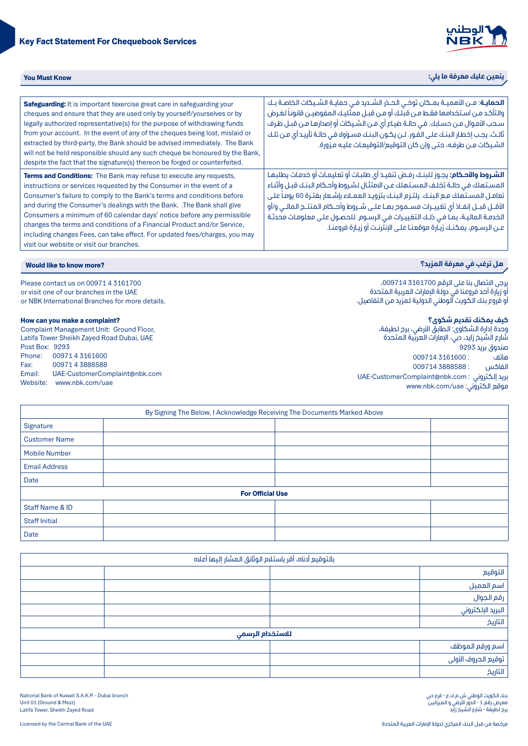## Key Fact Statement For Chequebook Services

### You Must Know

### يتعين عليك معرفة ما يلي:

| | |
|---|---|
| **Safeguarding:** It is important texercise great care in safeguarding your cheques and ensure that they are used only by yourself/yourselves or by legally authorized representative(s) for the purpose of withdrawing funds from your account. In the event of any of the cheques being lost, mislaid or extracted by third-party, the Bank should be advised immediately. The Bank will not be held responsible should any such cheque be honoured by the Bank, despite the fact that the signature(s) thereon be forged or counterfeited. | **الحماية**: مـن الأهميـة بمـكان توخـي الحـذر الشـديد فـي حمايـة الشـيكات الخاصـة بـك والتأكـد مـن اسـتخدامها فقـط مـن قبلـك أو مـن قبـل ممثليـك المفوضيـن قانونـاً لغـرض سـحب الأموال مـن حسـابك. فـي حالـة ضيـاع أي مـن الشـيكات أو إصدارهـا مـن قبـل طـرف ثالـث، يجـب إخطـار البنـك علـى الفـور. لـن يكـون البنـك مسـؤولا فـي حالـة تأييـد أي مـن تلـك الشـيكات مـن طرفـه، حتـى وإن كان التوقيـع/التوقيعـات عليـه مـزورة. |
| **Terms and Conditions:** The Bank may refuse to execute any requests, instructions or services requested by the Consumer in the event of a Consumer's failure to comply to the Bank's terms and conditions before and during the Consumer's dealings with the Bank. .The Bank shall give Consumers a minimum of 60 calendar days' notice before any permissible changes the terms and conditions of a Financial Product and/or Service, including changes Fees, can take effect. For updated fees/charges, you may visit our website or visit our branches. | **الشـروط والأحـكام:** يجـوز للبنـك رفـض تنفيـذ أي طلبـات أو تعليمـات أو خدمـات يطلبهـا المسـتهلك فـي حالـة تخلـف المسـتهلك عـن الامتثـال لشـروط وأحـكام البنـك قبـل وأثنـاء تعامـل المسـتهلك مـع البنـك. يلتـزم البنـك بتزويـد العمـلاء بإشـعار بفتـرة 60 يومـاً علـى الأقـل قبـل إنفـاذ أي تغييـرات مسـموح بهـا علـى شـروط وأحـكام المنتـج المالـي و/أو الخدمـة الماليـة، بمـا فـي ذلـك التغييـرات فـي الرسـوم. للحصـول علـى معلومـات محدثـة عـن الرسـوم، يمكنـك زيـارة موقعنـا علـى الإنترنـت أو زيـارة فروعنـا. |

### Would like to know more?

### هل ترغب في معرفة المزيد؟

Please contact us on 00971 4 3161700
or visit one of our branches in the UAE
or NBK International Branches for more details.

يرجى الاتصال بنا على الرقم 009714 3161700،
أو زيارة أحد فروعنا في دولة الإمارات العربية المتحدة
أو فروع بنك الكويت الوطني الدولية لمزيد من التفاصيل.

**How can you make a complaint?**

Complaint Management Unit: Ground Floor,
Latifa Tower Sheikh Zayed Road Dubai, UAE
Post Box: 9293
Phone: 00971 4 3161600
Fax: 00971 4 3888588
Email: UAE-CustomerComplaint@nbk.com
Website: www.nbk.com/uae

**كيف يمكنك تقديم شكوى؟**

وحدة إدارة الشكاوى: الطابق الأرضي، برج لطيفة،
شارع الشيخ زايد، دبي، الإمارات العربية المتحدة
صندوق بريد 9293
هاتف : 009714 3161600
الفاكس : 009714 3888588
بريد إلكتروني : UAE-CustomerComplaint@nbk.com
موقع الكتروني: www.nbk.com/uae

| By Signing The Below, I Acknowledge Receiving The Documents Marked Above | | | |
|---|---|---|---|
| Signature | | | |
| Customer Name | | | |
| Mobile Number | | | |
| Email Address | | | |
| Date | | | |
| **For Official Use** | | | |
| Staff Name & ID | | | |
| Staff Initial | | | |
| Date | | | |

| بالتوقيع أدناه، أقر باستلام الوثائق المشار إليها أعلاه | | | |
|---|---|---|---|
| | | | التوقيع |
| | | | اسم العميل |
| | | | رقم الجوال |
| | | | البريد الإلكتروني |
| | | | التاريخ |
| | **للاستخدام الرسمي** | | |
| | | | اسم ورقم الموظف |
| | | | توقيع الحروف الأولى |
| | | | التاريخ |

National Bank of Kuwait S.A.K.P. - Dubai branch
Unit 01 (Ground & Mezz)
Latifa Tower, Sheikh Zayed Road

بنك الكويت الوطني ش.م.ك.ع - فرع دبي
معرض رقم 1 - الدور الأرضي و الميزانين
برج لطيفة - شارع الشيخ زايد

Licensed by the Central Bank of the UAE

مرخصة من قبل البنك المركزي لدولة الإمارات العربية المتحدة